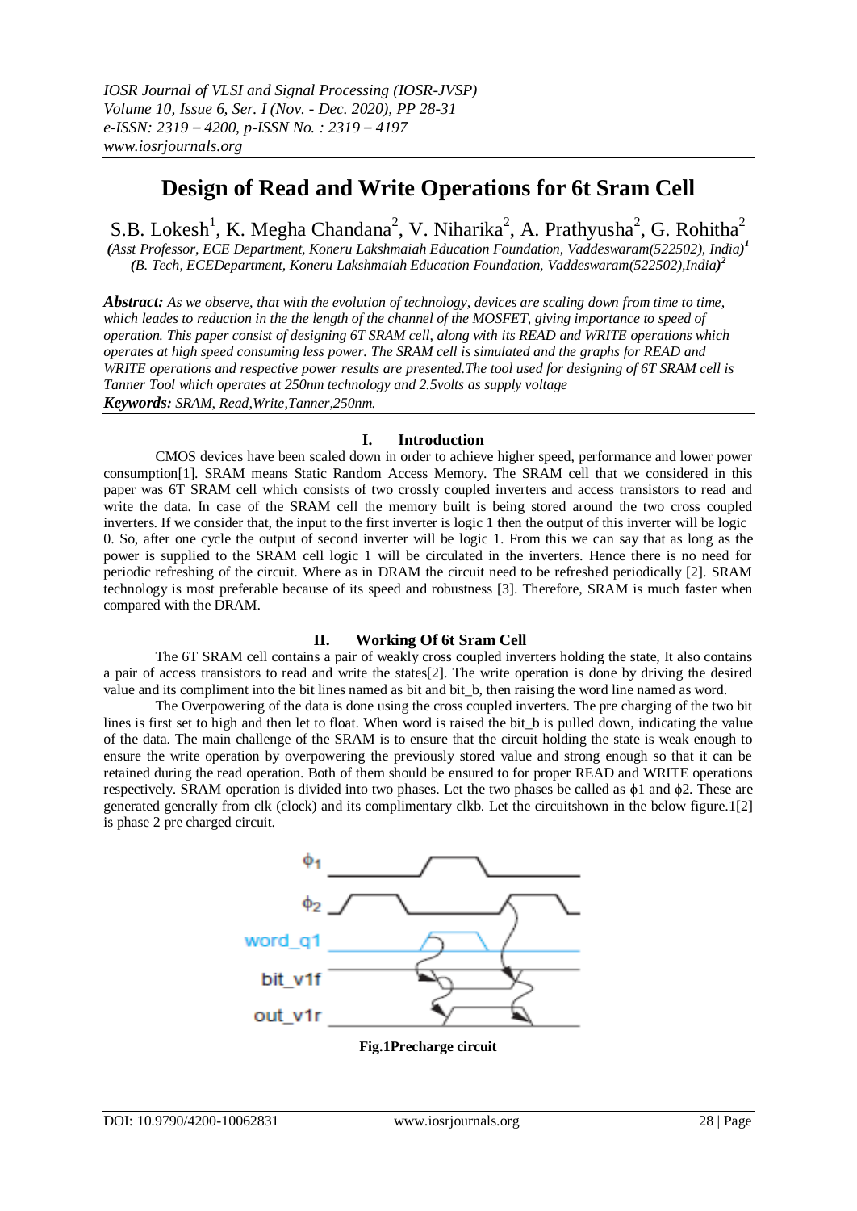# Design of Read and Write Operations for 6t Sram Cell

S.B. Lokesh[1], K. Megha Chandana[2], V. Niharika[2], A. Prathyusha[2], G. Rohitha[2]

*(Asst Professor, ECE Department, Koneru Lakshmaiah Education Foundation, Vaddeswaram(522502), India)[1]*
*(B. Tech, ECEDepartment, Koneru Lakshmaiah Education Foundation, Vaddeswaram(522502),India)[2]*

***Abstract:*** *As we observe, that with the evolution of technology, devices are scaling down from time to time, which leades to reduction in the the length of the channel of the MOSFET, giving importance to speed of operation. This paper consist of designing 6T SRAM cell, along with its READ and WRITE operations which operates at high speed consuming less power. The SRAM cell is simulated and the graphs for READ and WRITE operations and respective power results are presented.The tool used for designing of 6T SRAM cell is Tanner Tool which operates at 250nm technology and 2.5volts as supply voltage*

***Keywords:*** *SRAM, Read,Write,Tanner,250nm.*

## I. Introduction

CMOS devices have been scaled down in order to achieve higher speed, performance and lower power consumption[1]. SRAM means Static Random Access Memory. The SRAM cell that we considered in this paper was 6T SRAM cell which consists of two crossly coupled inverters and access transistors to read and write the data. In case of the SRAM cell the memory built is being stored around the two cross coupled inverters. If we consider that, the input to the first inverter is logic 1 then the output of this inverter will be logic 0. So, after one cycle the output of second inverter will be logic 1. From this we can say that as long as the power is supplied to the SRAM cell logic 1 will be circulated in the inverters. Hence there is no need for periodic refreshing of the circuit. Where as in DRAM the circuit need to be refreshed periodically [2]. SRAM technology is most preferable because of its speed and robustness [3]. Therefore, SRAM is much faster when compared with the DRAM.

## II. Working Of 6t Sram Cell

The 6T SRAM cell contains a pair of weakly cross coupled inverters holding the state, It also contains a pair of access transistors to read and write the states[2]. The write operation is done by driving the desired value and its compliment into the bit lines named as bit and bit_b, then raising the word line named as word.

The Overpowering of the data is done using the cross coupled inverters. The pre charging of the two bit lines is first set to high and then let to float. When word is raised the bit_b is pulled down, indicating the value of the data. The main challenge of the SRAM is to ensure that the circuit holding the state is weak enough to ensure the write operation by overpowering the previously stored value and strong enough so that it can be retained during the read operation. Both of them should be ensured to for proper READ and WRITE operations respectively. SRAM operation is divided into two phases. Let the two phases be called as $\phi1$ and $\phi2$. These are generated generally from clk (clock) and its complimentary clkb. Let the circuitshown in the below figure.1[2] is phase 2 pre charged circuit.

**Fig.1Precharge circuit**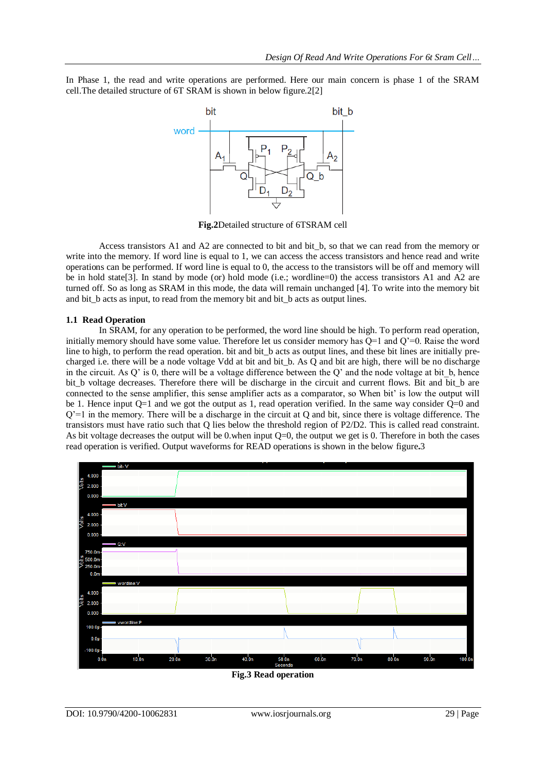In Phase 1, the read and write operations are performed. Here our main concern is phase 1 of the SRAM cell.The detailed structure of 6T SRAM is shown in below figure.2[2]

**Fig.2**Detailed structure of 6TSRAM cell

Access transistors A1 and A2 are connected to bit and bit_b, so that we can read from the memory or write into the memory. If word line is equal to 1, we can access the access transistors and hence read and write operations can be performed. If word line is equal to 0, the access to the transistors will be off and memory will be in hold state[3]. In stand by mode (or) hold mode (i.e.; wordline=0) the access transistors A1 and A2 are turned off. So as long as SRAM in this mode, the data will remain unchanged [4]. To write into the memory bit and bit_b acts as input, to read from the memory bit and bit_b acts as output lines.

### 1.1 Read Operation

In SRAM, for any operation to be performed, the word line should be high. To perform read operation, initially memory should have some value. Therefore let us consider memory has Q=1 and Q'=0. Raise the word line to high, to perform the read operation. bit and bit_b acts as output lines, and these bit lines are initially pre-charged i.e. there will be a node voltage Vdd at bit and bit_b. As Q and bit are high, there will be no discharge in the circuit. As Q' is 0, there will be a voltage difference between the Q' and the node voltage at bit_b, hence bit_b voltage decreases. Therefore there will be discharge in the circuit and current flows. Bit and bit_b are connected to the sense amplifier, this sense amplifier acts as a comparator, so When bit' is low the output will be 1. Hence input Q=1 and we got the output as 1, read operation verified. In the same way consider Q=0 and Q'=1 in the memory. There will be a discharge in the circuit at Q and bit, since there is voltage difference. The transistors must have ratio such that Q lies below the threshold region of P2/D2. This is called read constraint. As bit voltage decreases the output will be 0.when input Q=0, the output we get is 0. Therefore in both the cases read operation is verified. Output waveforms for READ operations is shown in the below figure**.**3

**Fig.3 Read operation**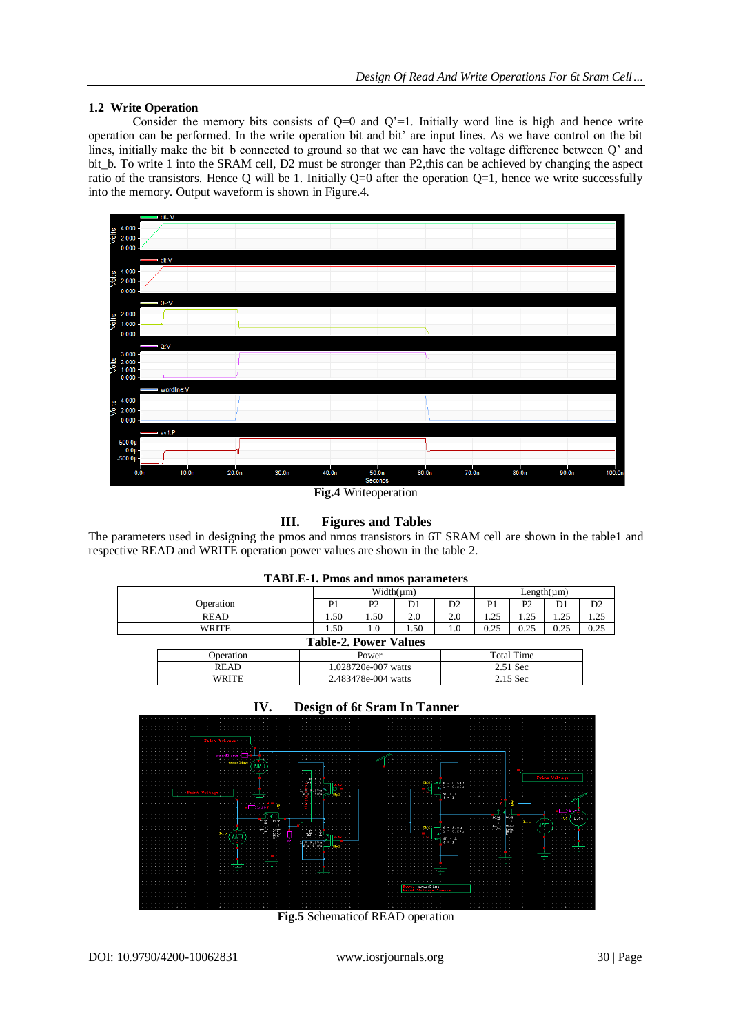### 1.2 Write Operation

Consider the memory bits consists of Q=0 and Q'=1. Initially word line is high and hence write operation can be performed. In the write operation bit and bit' are input lines. As we have control on the bit lines, initially make the bit_b connected to ground so that we can have the voltage difference between Q' and bit_b. To write 1 into the SRAM cell, D2 must be stronger than P2,this can be achieved by changing the aspect ratio of the transistors. Hence Q will be 1. Initially Q=0 after the operation Q=1, hence we write successfully into the memory. Output waveform is shown in Figure.4.

**Fig.4** Writeoperation

## III. Figures and Tables

The parameters used in designing the pmos and nmos transistors in 6T SRAM cell are shown in the table1 and respective READ and WRITE operation power values are shown in the table 2.

**TABLE-1. Pmos and nmos parameters**

| Operation | Width(μm) | | | | Length(μm) | | | |
|---|---|---|---|---|---|---|---|---|
| | P1 | P2 | D1 | D2 | P1 | P2 | D1 | D2 |
| READ | 1.50 | 1.50 | 2.0 | 2.0 | 1.25 | 1.25 | 1.25 | 1.25 |
| WRITE | 1.50 | 1.0 | 1.50 | 1.0 | 0.25 | 0.25 | 0.25 | 0.25 |

**Table-2. Power Values**

| Operation | Power | Total Time |
|---|---|---|
| READ | 1.028720e-007 watts | 2.51 Sec |
| WRITE | 2.483478e-004 watts | 2.15 Sec |

## IV. Design of 6t Sram In Tanner

**Fig.5** Schematicof READ operation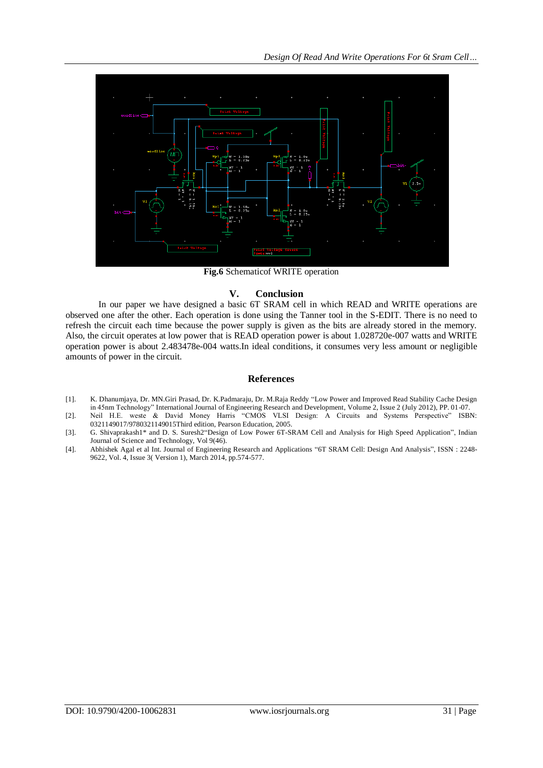**Fig.6** Schematicof WRITE operation

## V. Conclusion

In our paper we have designed a basic 6T SRAM cell in which READ and WRITE operations are observed one after the other. Each operation is done using the Tanner tool in the S-EDIT. There is no need to refresh the circuit each time because the power supply is given as the bits are already stored in the memory. Also, the circuit operates at low power that is READ operation power is about 1.028720e-007 watts and WRITE operation power is about 2.483478e-004 watts.In ideal conditions, it consumes very less amount or negligible amounts of power in the circuit.

## References

[1]. K. Dhanumjaya, Dr. MN.Giri Prasad, Dr. K.Padmaraju, Dr. M.Raja Reddy "Low Power and Improved Read Stability Cache Design in 45nm Technology" International Journal of Engineering Research and Development, Volume 2, Issue 2 (July 2012), PP. 01-07.

[2]. Neil H.E. weste & David Money Harris "CMOS VLSI Design: A Circuits and Systems Perspective" ISBN: 0321149017/9780321149015Third edition, Pearson Education, 2005.

[3]. G. Shivaprakash1* and D. S. Suresh2"Design of Low Power 6T-SRAM Cell and Analysis for High Speed Application", Indian Journal of Science and Technology, Vol 9(46).

[4]. Abhishek Agal et al Int. Journal of Engineering Research and Applications "6T SRAM Cell: Design And Analysis", ISSN : 2248-9622, Vol. 4, Issue 3( Version 1), March 2014, pp.574-577.